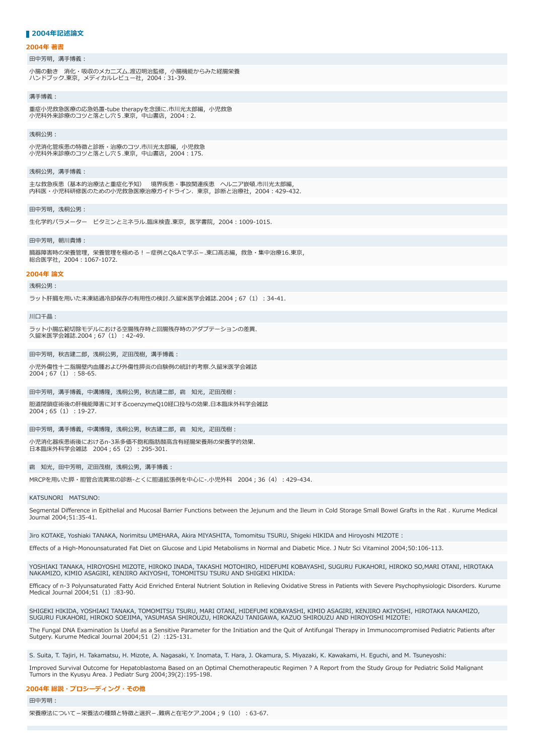## 2004年記述論文

### 2004年 著書

田中芳明，溝手博義：

小腸の動き　消化・吸収のメカニズム.渡辺明治監修，小腸機能からみた経腸栄養
ハンドブック.東京，メディカルレビュー社，2004：31-39.

溝手博義：

重症小児救急医療の応急処置-tube therapyを念頭に.市川光太郎編，小児救急
小児科外来診療のコツと落とし穴５.東京，中山書店，2004：2.

浅桐公男：

小児消化管疾患の特徴と診断・治療のコツ.市川光太郎編，小児救急
小児科外来診療のコツと落とし穴５.東京，中山書店，2004：175.

浅桐公男，溝手博義：

主な救急疾患（基本的治療法と重症化予知）　境界疾患・事故関連疾患　ヘルニア嵌頓.市川光太郎編，
内科医・小児科研修医のための小児救急医療治療ガイドライン．東京，診断と治療社，2004：429-432.

田中芳明，浅桐公男：

生化学的パラメーター　ビタミンとミネラル.臨床検査.東京，医学書院，2004：1009-1015.

田中芳明，朝川貴博：

臓器障害時の栄養管理，栄養管理を極める！－症例とQ&Aで学ぶ－.東口高志編，救急・集中治療16.東京，
総合医学社，2004：1067-1072.

### 2004年 論文

浅桐公男：

ラット肝臓を用いた未凍結過冷却保存の有用性の検討.久留米医学会雑誌.2004；67（1）：34-41.

川口千晶：

ラット小腸広範切除モデルにおける空腸残存時と回腸残存時のアダプテーションの差異.
久留米医学会雑誌.2004；67（1）：42-49.

田中芳明，秋吉建二郎，浅桐公男，疋田茂樹，溝手博義：

小児外傷性十二指腸壁内血腫および外傷性膵炎の自験例の統計的考察.久留米医学会雑誌
2004；67（1）：58-65.

田中芳明，溝手博義，中溝博隆，浅桐公男，秋吉建二郎，靍　知光，疋田茂樹：

胆道閉鎖症術後の肝機能障害に対するcoenzymeQ10経口投与の効果.日本臨床外科学会雑誌
2004；65（1）：19-27.

田中芳明，溝手博義，中溝博隆，浅桐公男，秋吉建二郎，靍　知光，疋田茂樹：

小児消化器疾患術後におけるn-3系多価不飽和脂肪酸高含有経腸栄養剤の栄養学的効果.
日本臨床外科学会雑誌　2004；65（2）：295-301.

靍　知光，田中芳明，疋田茂樹，浅桐公男，溝手博義：

MRCPを用いた膵・胆管合流異常の診断-とくに胆道拡張例を中心に-.小児外科　2004；36（4）：429-434.

KATSUNORI　MATSUNO:

Segmental Difference in Epithelial and Mucosal Barrier Functions between the Jejunum and the Ileum in Cold Storage Small Bowel Grafts in the Rat . Kurume Medical Journal 2004;51:35-41.

Jiro KOTAKE, Yoshiaki TANAKA, Norimitsu UMEHARA, Akira MIYASHITA, Tomomitsu TSURU, Shigeki HIKIDA and Hiroyoshi MIZOTE :

Effects of a High-Monounsaturated Fat Diet on Glucose and Lipid Metabolisms in Normal and Diabetic Mice. J Nutr Sci Vitaminol 2004;50:106-113.

YOSHIAKI TANAKA, HIROYOSHI MIZOTE, HIROKO INADA, TAKASHI MOTOHIRO, HIDEFUMI KOBAYASHI, SUGURU FUKAHORI, HIROKO SO,MARI OTANI, HIROTAKA NAKAMIZO, KIMIO ASAGIRI, KENJIRO AKIYOSHI, TOMOMITSU TSURU AND SHIGEKI HIKIDA:

Efficacy of n-3 Polyunsaturated Fatty Acid Enriched Enteral Nutrient Solution in Relieving Oxidative Stress in Patients with Severe Psychophysiologic Disorders. Kurume Medical Journal 2004;51（1）:83-90.

SHIGEKI HIKIDA, YOSHIAKI TANAKA, TOMOMITSU TSURU, MARI OTANI, HIDEFUMI KOBAYASHI, KIMIO ASAGIRI, KENJIRO AKIYOSHI, HIROTAKA NAKAMIZO, SUGURU FUKAHORI, HIROKO SOEJIMA, YASUMASA SHIROUZU, HIROKAZU TANIGAWA, KAZUO SHIROUZU AND HIROYOSHI MIZOTE:

The Fungal DNA Examination Is Useful as a Sensitive Parameter for the Initiation and the Quit of Antifungal Therapy in Immunocompromised Pediatric Patients after Sutgery. Kurume Medical Journal 2004;51（2）:125-131.

S. Suita, T. Tajiri, H. Takamatsu, H. Mizote, A. Nagasaki, Y. Inomata, T. Hara, J. Okamura, S. Miyazaki, K. Kawakami, H. Eguchi, and M. Tsuneyoshi:

Improved Survival Outcome for Hepatoblastoma Based on an Optimal Chemotherapeutic Regimen ? A Report from the Study Group for Pediatric Solid Malignant Tumors in the Kyusyu Area. J Pediatr Surg 2004;39(2):195-198.

### 2004年 総説・プロシーディング・その他

田中芳明：

栄養療法について－栄養法の種類と特徴と選択－.難病と在宅ケア.2004；9（10）：63-67.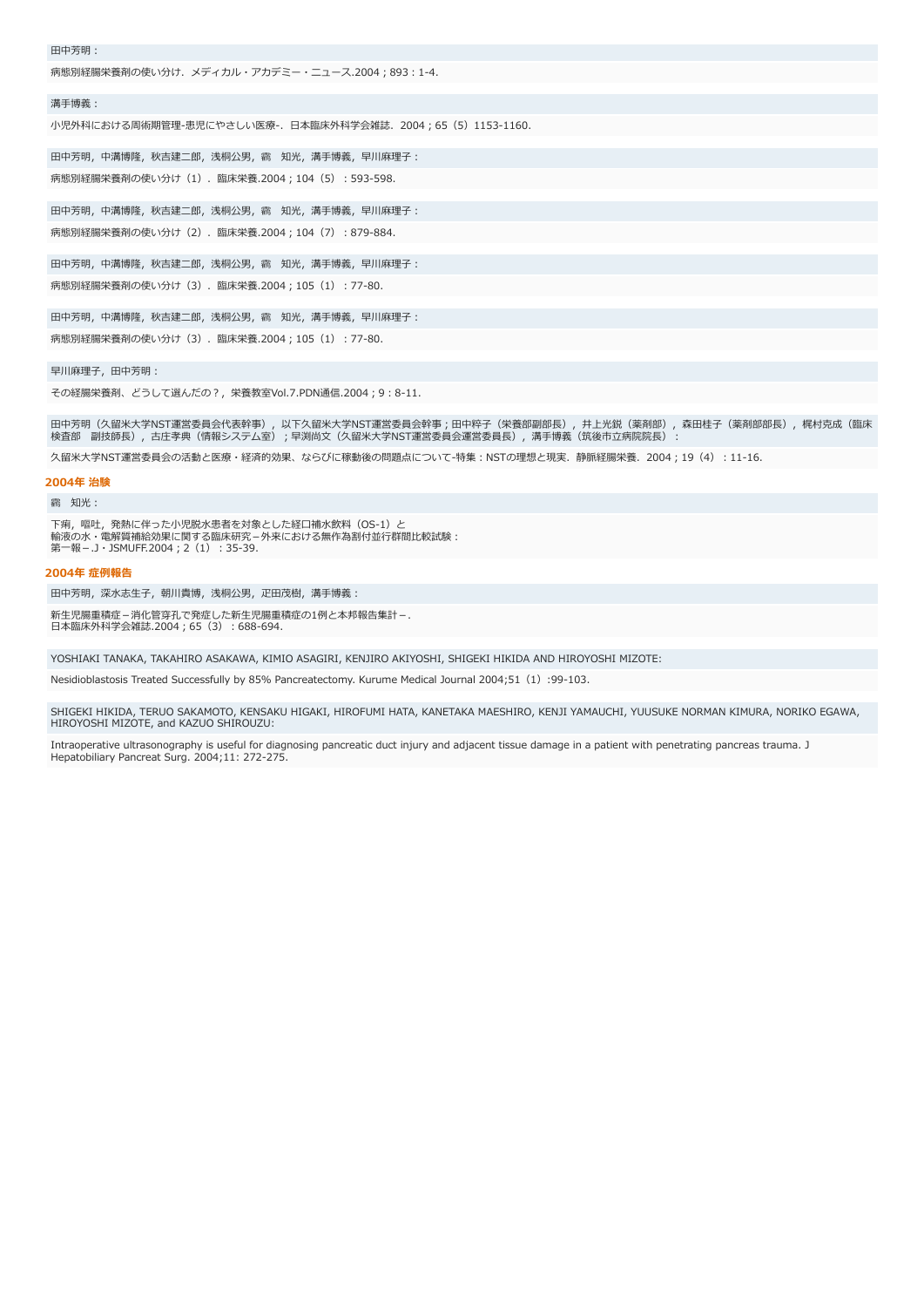田中芳明：

病態別経腸栄養剤の使い分け．メディカル・アカデミー・ニュース.2004；893：1-4.

溝手博義：

小児外科における周術期管理-患児にやさしい医療-．日本臨床外科学会雑誌．2004；65（5）1153-1160.

田中芳明，中溝博隆，秋吉建二郎，浅桐公男，靍　知光，溝手博義，早川麻理子：

病態別経腸栄養剤の使い分け（1）．臨床栄養.2004；104（5）：593-598.

田中芳明，中溝博隆，秋吉建二郎，浅桐公男，靍　知光，溝手博義，早川麻理子：

病態別経腸栄養剤の使い分け（2）．臨床栄養.2004；104（7）：879-884.

田中芳明，中溝博隆，秋吉建二郎，浅桐公男，靍　知光，溝手博義，早川麻理子：

病態別経腸栄養剤の使い分け（3）．臨床栄養.2004；105（1）：77-80.

田中芳明，中溝博隆，秋吉建二郎，浅桐公男，靍　知光，溝手博義，早川麻理子：

病態別経腸栄養剤の使い分け（3）．臨床栄養.2004；105（1）：77-80.

早川麻理子，田中芳明：

その経腸栄養剤、どうして選んだの？，栄養教室Vol.7.PDN通信.2004；9：8-11.

田中芳明（久留米大学NST運営委員会代表幹事），以下久留米大学NST運営委員会幹事；田中粋子（栄養部副部長），井上光鋭（薬剤部），森田桂子（薬剤部部長），梶村克成（臨床検査部　副技師長），古庄孝典（情報システム室）；早渕尚文（久留米大学NST運営委員会運営委員長），溝手博義（筑後市立病院院長）：

久留米大学NST運営委員会の活動と医療・経済的効果、ならびに稼動後の問題点について-特集：NSTの理想と現実．静脈経腸栄養．2004；19（4）：11-16.

## 2004年 治験

靍　知光：

下痢，嘔吐，発熱に伴った小児脱水患者を対象とした経口補水飲料（OS-1）と
輸液の水・電解質補給効果に関する臨床研究－外来における無作為割付並行群間比較試験：
第一報－.J・JSMUFF.2004；2（1）：35-39.

## 2004年 症例報告

田中芳明，深水志生子，朝川貴博，浅桐公男，疋田茂樹，溝手博義：

新生児腸重積症－消化管穿孔で発症した新生児腸重積症の1例と本邦報告集計－.
日本臨床外科学会雑誌.2004；65（3）：688-694.

YOSHIAKI TANAKA, TAKAHIRO ASAKAWA, KIMIO ASAGIRI, KENJIRO AKIYOSHI, SHIGEKI HIKIDA AND HIROYOSHI MIZOTE:

Nesidioblastosis Treated Successfully by 85% Pancreatectomy. Kurume Medical Journal 2004;51（1）:99-103.

SHIGEKI HIKIDA, TERUO SAKAMOTO, KENSAKU HIGAKI, HIROFUMI HATA, KANETAKA MAESHIRO, KENJI YAMAUCHI, YUUSUKE NORMAN KIMURA, NORIKO EGAWA, HIROYOSHI MIZOTE, and KAZUO SHIROUZU:

Intraoperative ultrasonography is useful for diagnosing pancreatic duct injury and adjacent tissue damage in a patient with penetrating pancreas trauma. J Hepatobiliary Pancreat Surg. 2004;11: 272-275.